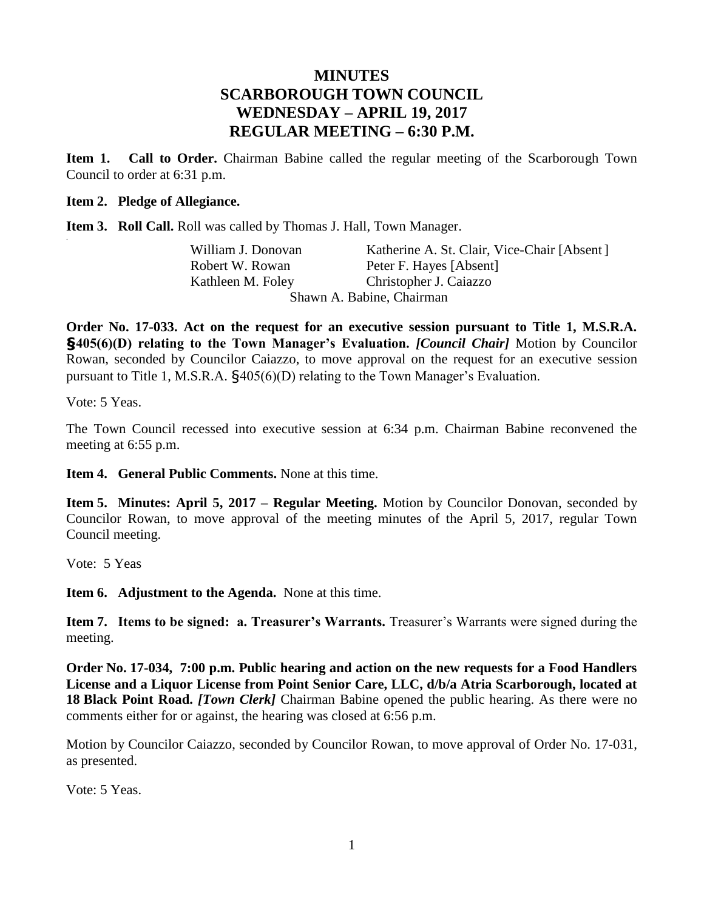# MINUTES
# SCARBOROUGH TOWN COUNCIL
# WEDNESDAY – APRIL 19, 2017
# REGULAR MEETING – 6:30 P.M.

**Item 1. Call to Order.** Chairman Babine called the regular meeting of the Scarborough Town Council to order at 6:31 p.m.

**Item 2. Pledge of Allegiance.**

**Item 3. Roll Call.** Roll was called by Thomas J. Hall, Town Manager.

| | |
|---|---|
| William J. Donovan | Katherine A. St. Clair, Vice-Chair [Absent] |
| Robert W. Rowan | Peter F. Hayes [Absent] |
| Kathleen M. Foley | Christopher J. Caiazzo |

Shawn A. Babine, Chairman

**Order No. 17-033. Act on the request for an executive session pursuant to Title 1, M.S.R.A. §405(6)(D) relating to the Town Manager's Evaluation.** ***[Council Chair]*** Motion by Councilor Rowan, seconded by Councilor Caiazzo, to move approval on the request for an executive session pursuant to Title 1, M.S.R.A. §405(6)(D) relating to the Town Manager's Evaluation.

Vote: 5 Yeas.

The Town Council recessed into executive session at 6:34 p.m. Chairman Babine reconvened the meeting at 6:55 p.m.

**Item 4. General Public Comments.** None at this time.

**Item 5. Minutes: April 5, 2017 – Regular Meeting.** Motion by Councilor Donovan, seconded by Councilor Rowan, to move approval of the meeting minutes of the April 5, 2017, regular Town Council meeting.

Vote: 5 Yeas

**Item 6. Adjustment to the Agenda.** None at this time.

**Item 7. Items to be signed: a. Treasurer's Warrants.** Treasurer's Warrants were signed during the meeting.

**Order No. 17-034, 7:00 p.m. Public hearing and action on the new requests for a Food Handlers License and a Liquor License from Point Senior Care, LLC, d/b/a Atria Scarborough, located at 18 Black Point Road.** ***[Town Clerk]*** Chairman Babine opened the public hearing. As there were no comments either for or against, the hearing was closed at 6:56 p.m.

Motion by Councilor Caiazzo, seconded by Councilor Rowan, to move approval of Order No. 17-031, as presented.

Vote: 5 Yeas.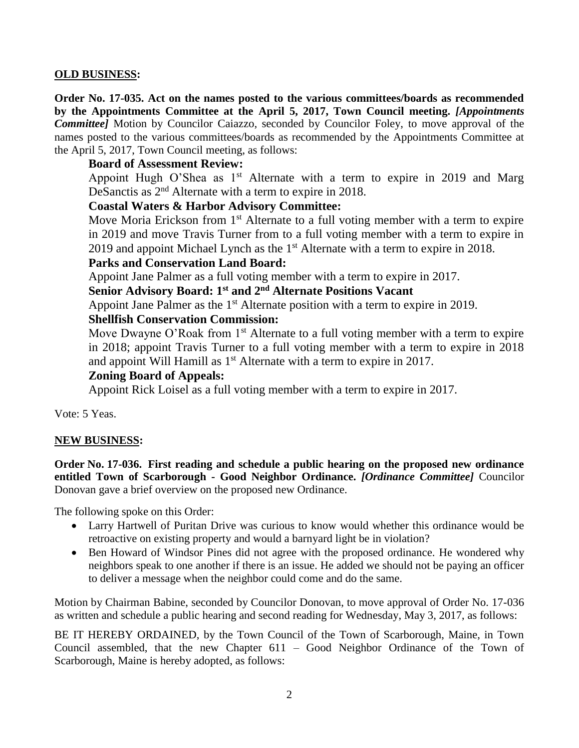**OLD BUSINESS:**

**Order No. 17-035. Act on the names posted to the various committees/boards as recommended by the Appointments Committee at the April 5, 2017, Town Council meeting.** ***[Appointments Committee]*** Motion by Councilor Caiazzo, seconded by Councilor Foley, to move approval of the names posted to the various committees/boards as recommended by the Appointments Committee at the April 5, 2017, Town Council meeting, as follows:

**Board of Assessment Review:**

Appoint Hugh O'Shea as 1st Alternate with a term to expire in 2019 and Marg DeSanctis as 2nd Alternate with a term to expire in 2018.

**Coastal Waters & Harbor Advisory Committee:**

Move Moria Erickson from 1st Alternate to a full voting member with a term to expire in 2019 and move Travis Turner from to a full voting member with a term to expire in 2019 and appoint Michael Lynch as the 1st Alternate with a term to expire in 2018.

**Parks and Conservation Land Board:**

Appoint Jane Palmer as a full voting member with a term to expire in 2017.

**Senior Advisory Board: 1st and 2nd Alternate Positions Vacant**

Appoint Jane Palmer as the 1st Alternate position with a term to expire in 2019.

**Shellfish Conservation Commission:**

Move Dwayne O'Roak from 1st Alternate to a full voting member with a term to expire in 2018; appoint Travis Turner to a full voting member with a term to expire in 2018 and appoint Will Hamill as 1st Alternate with a term to expire in 2017.

**Zoning Board of Appeals:**

Appoint Rick Loisel as a full voting member with a term to expire in 2017.

Vote: 5 Yeas.

**NEW BUSINESS:**

**Order No. 17-036. First reading and schedule a public hearing on the proposed new ordinance entitled Town of Scarborough - Good Neighbor Ordinance.** ***[Ordinance Committee]*** Councilor Donovan gave a brief overview on the proposed new Ordinance.

The following spoke on this Order:

- Larry Hartwell of Puritan Drive was curious to know would whether this ordinance would be retroactive on existing property and would a barnyard light be in violation?
- Ben Howard of Windsor Pines did not agree with the proposed ordinance. He wondered why neighbors speak to one another if there is an issue. He added we should not be paying an officer to deliver a message when the neighbor could come and do the same.

Motion by Chairman Babine, seconded by Councilor Donovan, to move approval of Order No. 17-036 as written and schedule a public hearing and second reading for Wednesday, May 3, 2017, as follows:

BE IT HEREBY ORDAINED, by the Town Council of the Town of Scarborough, Maine, in Town Council assembled, that the new Chapter 611 – Good Neighbor Ordinance of the Town of Scarborough, Maine is hereby adopted, as follows: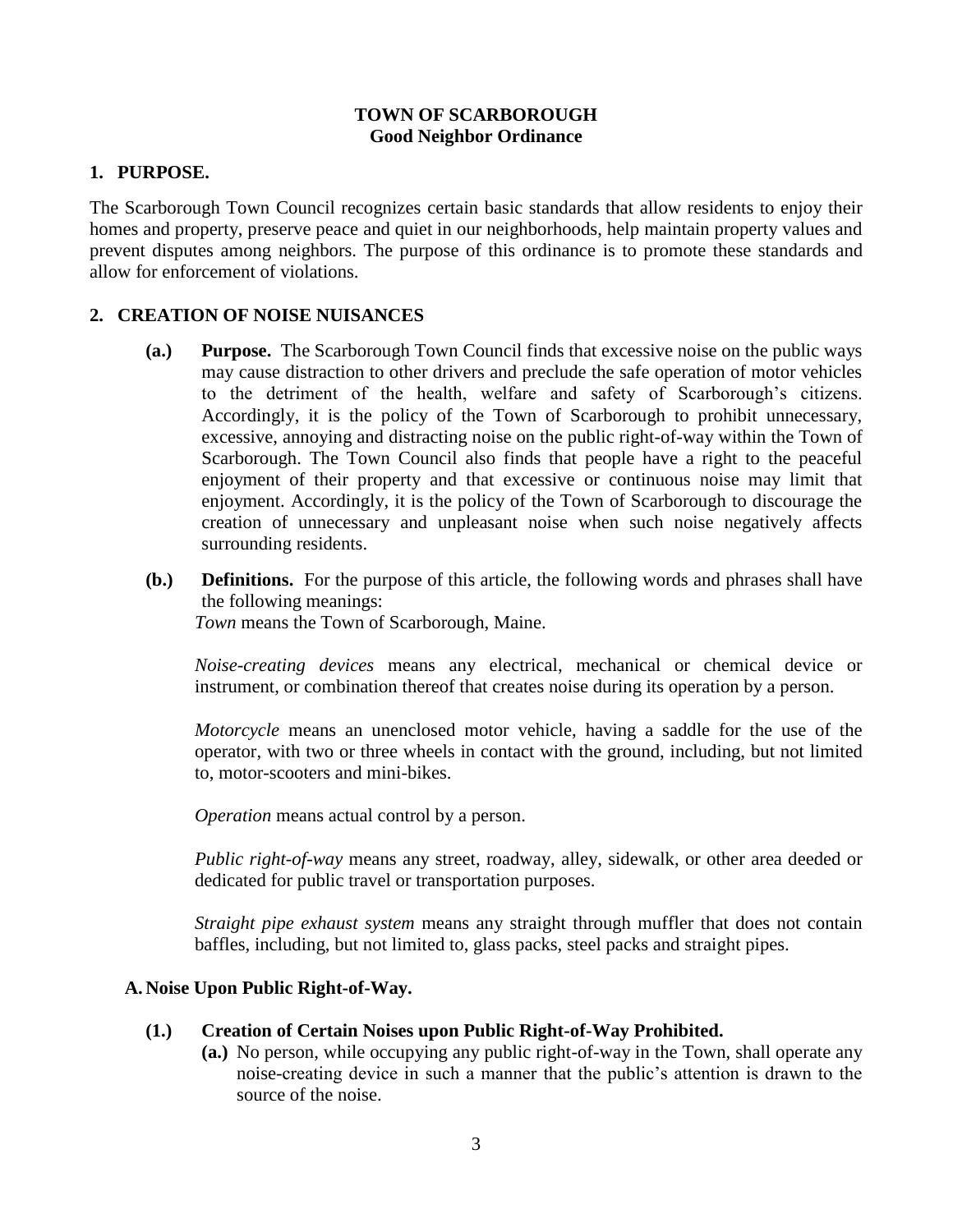**TOWN OF SCARBOROUGH**
**Good Neighbor Ordinance**

## 1. PURPOSE.

The Scarborough Town Council recognizes certain basic standards that allow residents to enjoy their homes and property, preserve peace and quiet in our neighborhoods, help maintain property values and prevent disputes among neighbors. The purpose of this ordinance is to promote these standards and allow for enforcement of violations.

## 2. CREATION OF NOISE NUISANCES

**(a.) Purpose.** The Scarborough Town Council finds that excessive noise on the public ways may cause distraction to other drivers and preclude the safe operation of motor vehicles to the detriment of the health, welfare and safety of Scarborough's citizens. Accordingly, it is the policy of the Town of Scarborough to prohibit unnecessary, excessive, annoying and distracting noise on the public right-of-way within the Town of Scarborough. The Town Council also finds that people have a right to the peaceful enjoyment of their property and that excessive or continuous noise may limit that enjoyment. Accordingly, it is the policy of the Town of Scarborough to discourage the creation of unnecessary and unpleasant noise when such noise negatively affects surrounding residents.

**(b.) Definitions.** For the purpose of this article, the following words and phrases shall have the following meanings:

*Town* means the Town of Scarborough, Maine.

*Noise-creating devices* means any electrical, mechanical or chemical device or instrument, or combination thereof that creates noise during its operation by a person.

*Motorcycle* means an unenclosed motor vehicle, having a saddle for the use of the operator, with two or three wheels in contact with the ground, including, but not limited to, motor-scooters and mini-bikes.

*Operation* means actual control by a person.

*Public right-of-way* means any street, roadway, alley, sidewalk, or other area deeded or dedicated for public travel or transportation purposes.

*Straight pipe exhaust system* means any straight through muffler that does not contain baffles, including, but not limited to, glass packs, steel packs and straight pipes.

### A. Noise Upon Public Right-of-Way.

**(1.) Creation of Certain Noises upon Public Right-of-Way Prohibited.**

**(a.)** No person, while occupying any public right-of-way in the Town, shall operate any noise-creating device in such a manner that the public's attention is drawn to the source of the noise.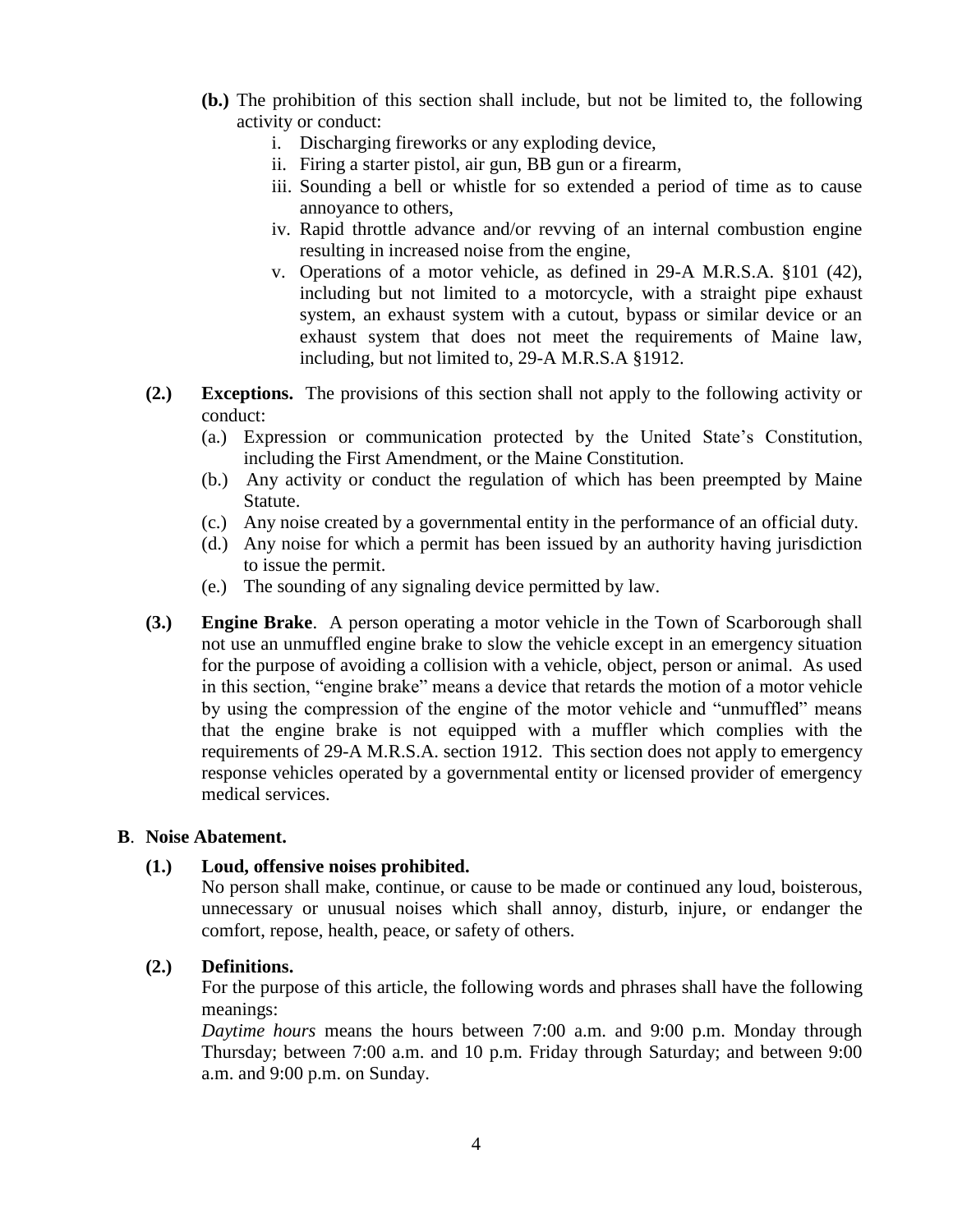**(b.)** The prohibition of this section shall include, but not be limited to, the following activity or conduct:

i. Discharging fireworks or any exploding device,
ii. Firing a starter pistol, air gun, BB gun or a firearm,
iii. Sounding a bell or whistle for so extended a period of time as to cause annoyance to others,
iv. Rapid throttle advance and/or revving of an internal combustion engine resulting in increased noise from the engine,
v. Operations of a motor vehicle, as defined in 29-A M.R.S.A. §101 (42), including but not limited to a motorcycle, with a straight pipe exhaust system, an exhaust system with a cutout, bypass or similar device or an exhaust system that does not meet the requirements of Maine law, including, but not limited to, 29-A M.R.S.A §1912.

**(2.) Exceptions.** The provisions of this section shall not apply to the following activity or conduct:

(a.) Expression or communication protected by the United State's Constitution, including the First Amendment, or the Maine Constitution.
(b.) Any activity or conduct the regulation of which has been preempted by Maine Statute.
(c.) Any noise created by a governmental entity in the performance of an official duty.
(d.) Any noise for which a permit has been issued by an authority having jurisdiction to issue the permit.
(e.) The sounding of any signaling device permitted by law.

**(3.) Engine Brake**. A person operating a motor vehicle in the Town of Scarborough shall not use an unmuffled engine brake to slow the vehicle except in an emergency situation for the purpose of avoiding a collision with a vehicle, object, person or animal. As used in this section, "engine brake" means a device that retards the motion of a motor vehicle by using the compression of the engine of the motor vehicle and "unmuffled" means that the engine brake is not equipped with a muffler which complies with the requirements of 29-A M.R.S.A. section 1912. This section does not apply to emergency response vehicles operated by a governmental entity or licensed provider of emergency medical services.

**B. Noise Abatement.**

**(1.) Loud, offensive noises prohibited.**

No person shall make, continue, or cause to be made or continued any loud, boisterous, unnecessary or unusual noises which shall annoy, disturb, injure, or endanger the comfort, repose, health, peace, or safety of others.

**(2.) Definitions.**

For the purpose of this article, the following words and phrases shall have the following meanings:

*Daytime hours* means the hours between 7:00 a.m. and 9:00 p.m. Monday through Thursday; between 7:00 a.m. and 10 p.m. Friday through Saturday; and between 9:00 a.m. and 9:00 p.m. on Sunday.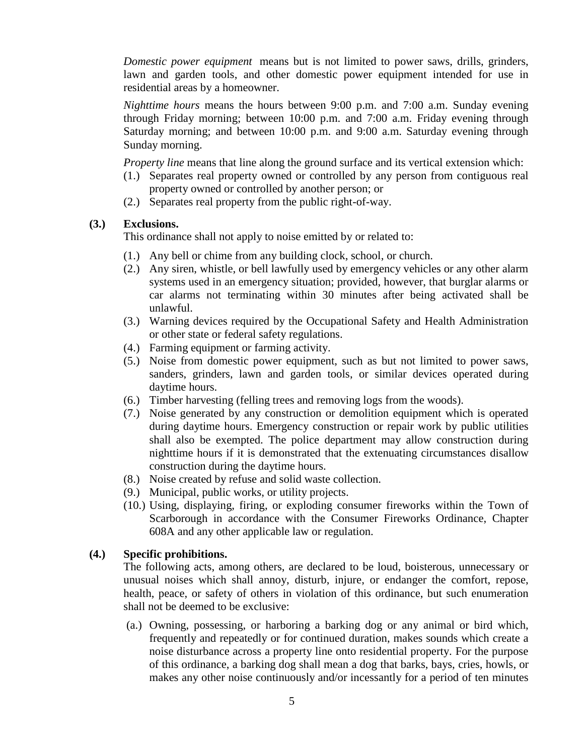*Domestic power equipment* means but is not limited to power saws, drills, grinders, lawn and garden tools, and other domestic power equipment intended for use in residential areas by a homeowner.

*Nighttime hours* means the hours between 9:00 p.m. and 7:00 a.m. Sunday evening through Friday morning; between 10:00 p.m. and 7:00 a.m. Friday evening through Saturday morning; and between 10:00 p.m. and 9:00 a.m. Saturday evening through Sunday morning.

*Property line* means that line along the ground surface and its vertical extension which:

(1.) Separates real property owned or controlled by any person from contiguous real property owned or controlled by another person; or

(2.) Separates real property from the public right-of-way.

**(3.) Exclusions.**

This ordinance shall not apply to noise emitted by or related to:

(1.) Any bell or chime from any building clock, school, or church.

(2.) Any siren, whistle, or bell lawfully used by emergency vehicles or any other alarm systems used in an emergency situation; provided, however, that burglar alarms or car alarms not terminating within 30 minutes after being activated shall be unlawful.

(3.) Warning devices required by the Occupational Safety and Health Administration or other state or federal safety regulations.

(4.) Farming equipment or farming activity.

(5.) Noise from domestic power equipment, such as but not limited to power saws, sanders, grinders, lawn and garden tools, or similar devices operated during daytime hours.

(6.) Timber harvesting (felling trees and removing logs from the woods).

(7.) Noise generated by any construction or demolition equipment which is operated during daytime hours. Emergency construction or repair work by public utilities shall also be exempted. The police department may allow construction during nighttime hours if it is demonstrated that the extenuating circumstances disallow construction during the daytime hours.

(8.) Noise created by refuse and solid waste collection.

(9.) Municipal, public works, or utility projects.

(10.) Using, displaying, firing, or exploding consumer fireworks within the Town of Scarborough in accordance with the Consumer Fireworks Ordinance, Chapter 608A and any other applicable law or regulation.

**(4.) Specific prohibitions.**

The following acts, among others, are declared to be loud, boisterous, unnecessary or unusual noises which shall annoy, disturb, injure, or endanger the comfort, repose, health, peace, or safety of others in violation of this ordinance, but such enumeration shall not be deemed to be exclusive:

(a.) Owning, possessing, or harboring a barking dog or any animal or bird which, frequently and repeatedly or for continued duration, makes sounds which create a noise disturbance across a property line onto residential property. For the purpose of this ordinance, a barking dog shall mean a dog that barks, bays, cries, howls, or makes any other noise continuously and/or incessantly for a period of ten minutes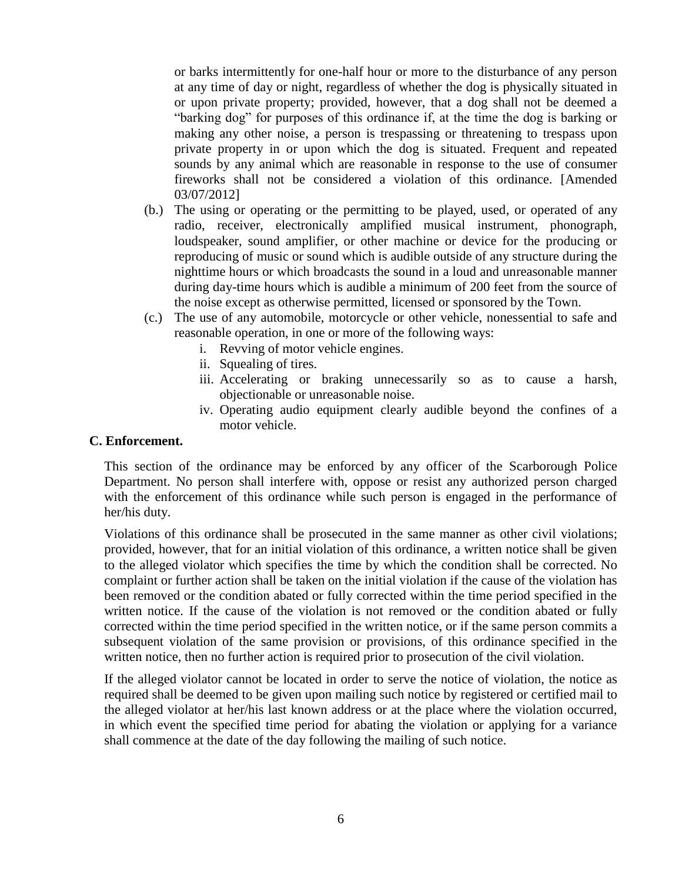or barks intermittently for one-half hour or more to the disturbance of any person at any time of day or night, regardless of whether the dog is physically situated in or upon private property; provided, however, that a dog shall not be deemed a "barking dog" for purposes of this ordinance if, at the time the dog is barking or making any other noise, a person is trespassing or threatening to trespass upon private property in or upon which the dog is situated. Frequent and repeated sounds by any animal which are reasonable in response to the use of consumer fireworks shall not be considered a violation of this ordinance. [Amended 03/07/2012]

(b.) The using or operating or the permitting to be played, used, or operated of any radio, receiver, electronically amplified musical instrument, phonograph, loudspeaker, sound amplifier, or other machine or device for the producing or reproducing of music or sound which is audible outside of any structure during the nighttime hours or which broadcasts the sound in a loud and unreasonable manner during day-time hours which is audible a minimum of 200 feet from the source of the noise except as otherwise permitted, licensed or sponsored by the Town.

(c.) The use of any automobile, motorcycle or other vehicle, nonessential to safe and reasonable operation, in one or more of the following ways:

i. Revving of motor vehicle engines.
ii. Squealing of tires.
iii. Accelerating or braking unnecessarily so as to cause a harsh, objectionable or unreasonable noise.
iv. Operating audio equipment clearly audible beyond the confines of a motor vehicle.

**C. Enforcement.**

This section of the ordinance may be enforced by any officer of the Scarborough Police Department. No person shall interfere with, oppose or resist any authorized person charged with the enforcement of this ordinance while such person is engaged in the performance of her/his duty.

Violations of this ordinance shall be prosecuted in the same manner as other civil violations; provided, however, that for an initial violation of this ordinance, a written notice shall be given to the alleged violator which specifies the time by which the condition shall be corrected. No complaint or further action shall be taken on the initial violation if the cause of the violation has been removed or the condition abated or fully corrected within the time period specified in the written notice. If the cause of the violation is not removed or the condition abated or fully corrected within the time period specified in the written notice, or if the same person commits a subsequent violation of the same provision or provisions, of this ordinance specified in the written notice, then no further action is required prior to prosecution of the civil violation.

If the alleged violator cannot be located in order to serve the notice of violation, the notice as required shall be deemed to be given upon mailing such notice by registered or certified mail to the alleged violator at her/his last known address or at the place where the violation occurred, in which event the specified time period for abating the violation or applying for a variance shall commence at the date of the day following the mailing of such notice.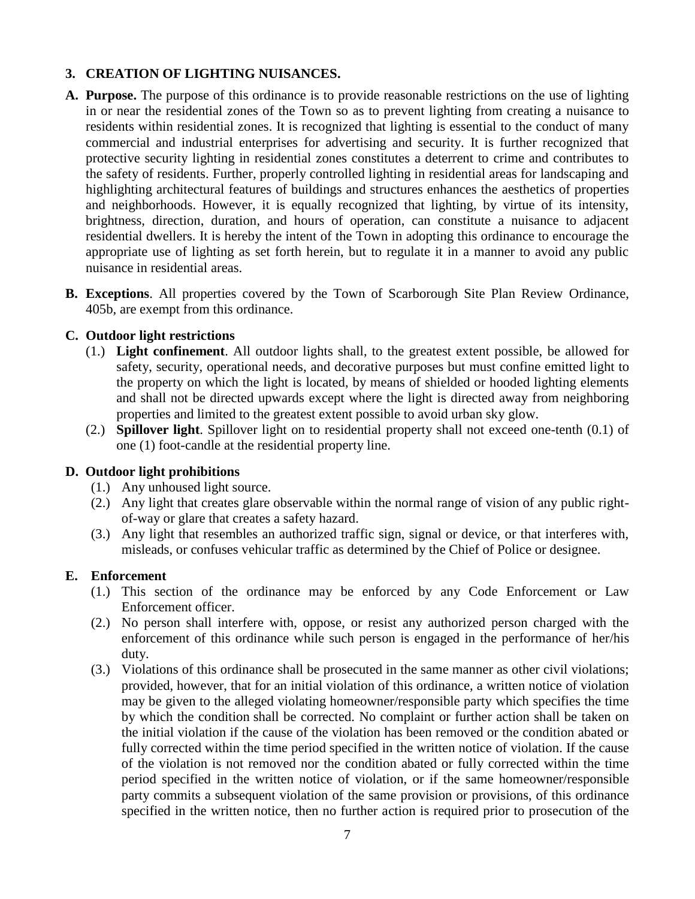## 3. CREATION OF LIGHTING NUISANCES.

**A. Purpose.** The purpose of this ordinance is to provide reasonable restrictions on the use of lighting in or near the residential zones of the Town so as to prevent lighting from creating a nuisance to residents within residential zones. It is recognized that lighting is essential to the conduct of many commercial and industrial enterprises for advertising and security. It is further recognized that protective security lighting in residential zones constitutes a deterrent to crime and contributes to the safety of residents. Further, properly controlled lighting in residential areas for landscaping and highlighting architectural features of buildings and structures enhances the aesthetics of properties and neighborhoods. However, it is equally recognized that lighting, by virtue of its intensity, brightness, direction, duration, and hours of operation, can constitute a nuisance to adjacent residential dwellers. It is hereby the intent of the Town in adopting this ordinance to encourage the appropriate use of lighting as set forth herein, but to regulate it in a manner to avoid any public nuisance in residential areas.

**B. Exceptions**. All properties covered by the Town of Scarborough Site Plan Review Ordinance, 405b, are exempt from this ordinance.

**C. Outdoor light restrictions**

(1.) **Light confinement**. All outdoor lights shall, to the greatest extent possible, be allowed for safety, security, operational needs, and decorative purposes but must confine emitted light to the property on which the light is located, by means of shielded or hooded lighting elements and shall not be directed upwards except where the light is directed away from neighboring properties and limited to the greatest extent possible to avoid urban sky glow.

(2.) **Spillover light**. Spillover light on to residential property shall not exceed one-tenth (0.1) of one (1) foot-candle at the residential property line.

**D. Outdoor light prohibitions**

(1.) Any unhoused light source.

(2.) Any light that creates glare observable within the normal range of vision of any public right-of-way or glare that creates a safety hazard.

(3.) Any light that resembles an authorized traffic sign, signal or device, or that interferes with, misleads, or confuses vehicular traffic as determined by the Chief of Police or designee.

**E. Enforcement**

(1.) This section of the ordinance may be enforced by any Code Enforcement or Law Enforcement officer.

(2.) No person shall interfere with, oppose, or resist any authorized person charged with the enforcement of this ordinance while such person is engaged in the performance of her/his duty.

(3.) Violations of this ordinance shall be prosecuted in the same manner as other civil violations; provided, however, that for an initial violation of this ordinance, a written notice of violation may be given to the alleged violating homeowner/responsible party which specifies the time by which the condition shall be corrected. No complaint or further action shall be taken on the initial violation if the cause of the violation has been removed or the condition abated or fully corrected within the time period specified in the written notice of violation. If the cause of the violation is not removed nor the condition abated or fully corrected within the time period specified in the written notice of violation, or if the same homeowner/responsible party commits a subsequent violation of the same provision or provisions, of this ordinance specified in the written notice, then no further action is required prior to prosecution of the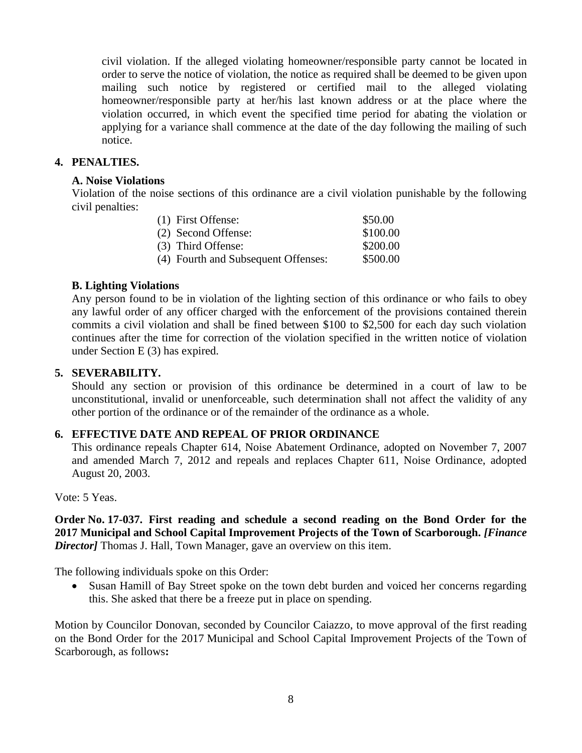civil violation. If the alleged violating homeowner/responsible party cannot be located in order to serve the notice of violation, the notice as required shall be deemed to be given upon mailing such notice by registered or certified mail to the alleged violating homeowner/responsible party at her/his last known address or at the place where the violation occurred, in which event the specified time period for abating the violation or applying for a variance shall commence at the date of the day following the mailing of such notice.

**4. PENALTIES.**

**A. Noise Violations**

Violation of the noise sections of this ordinance are a civil violation punishable by the following civil penalties:

| | |
|---|---|
| (1) First Offense: | $50.00 |
| (2) Second Offense: | $100.00 |
| (3) Third Offense: | $200.00 |
| (4) Fourth and Subsequent Offenses: | $500.00 |

**B. Lighting Violations**

Any person found to be in violation of the lighting section of this ordinance or who fails to obey any lawful order of any officer charged with the enforcement of the provisions contained therein commits a civil violation and shall be fined between $100 to $2,500 for each day such violation continues after the time for correction of the violation specified in the written notice of violation under Section E (3) has expired.

**5. SEVERABILITY.**

Should any section or provision of this ordinance be determined in a court of law to be unconstitutional, invalid or unenforceable, such determination shall not affect the validity of any other portion of the ordinance or of the remainder of the ordinance as a whole.

**6. EFFECTIVE DATE AND REPEAL OF PRIOR ORDINANCE**

This ordinance repeals Chapter 614, Noise Abatement Ordinance, adopted on November 7, 2007 and amended March 7, 2012 and repeals and replaces Chapter 611, Noise Ordinance, adopted August 20, 2003.

Vote: 5 Yeas.

**Order No. 17-037. First reading and schedule a second reading on the Bond Order for the 2017 Municipal and School Capital Improvement Projects of the Town of Scarborough.** ***[Finance Director]*** Thomas J. Hall, Town Manager, gave an overview on this item.

The following individuals spoke on this Order:

- Susan Hamill of Bay Street spoke on the town debt burden and voiced her concerns regarding this. She asked that there be a freeze put in place on spending.

Motion by Councilor Donovan, seconded by Councilor Caiazzo, to move approval of the first reading on the Bond Order for the 2017 Municipal and School Capital Improvement Projects of the Town of Scarborough, as follows**:**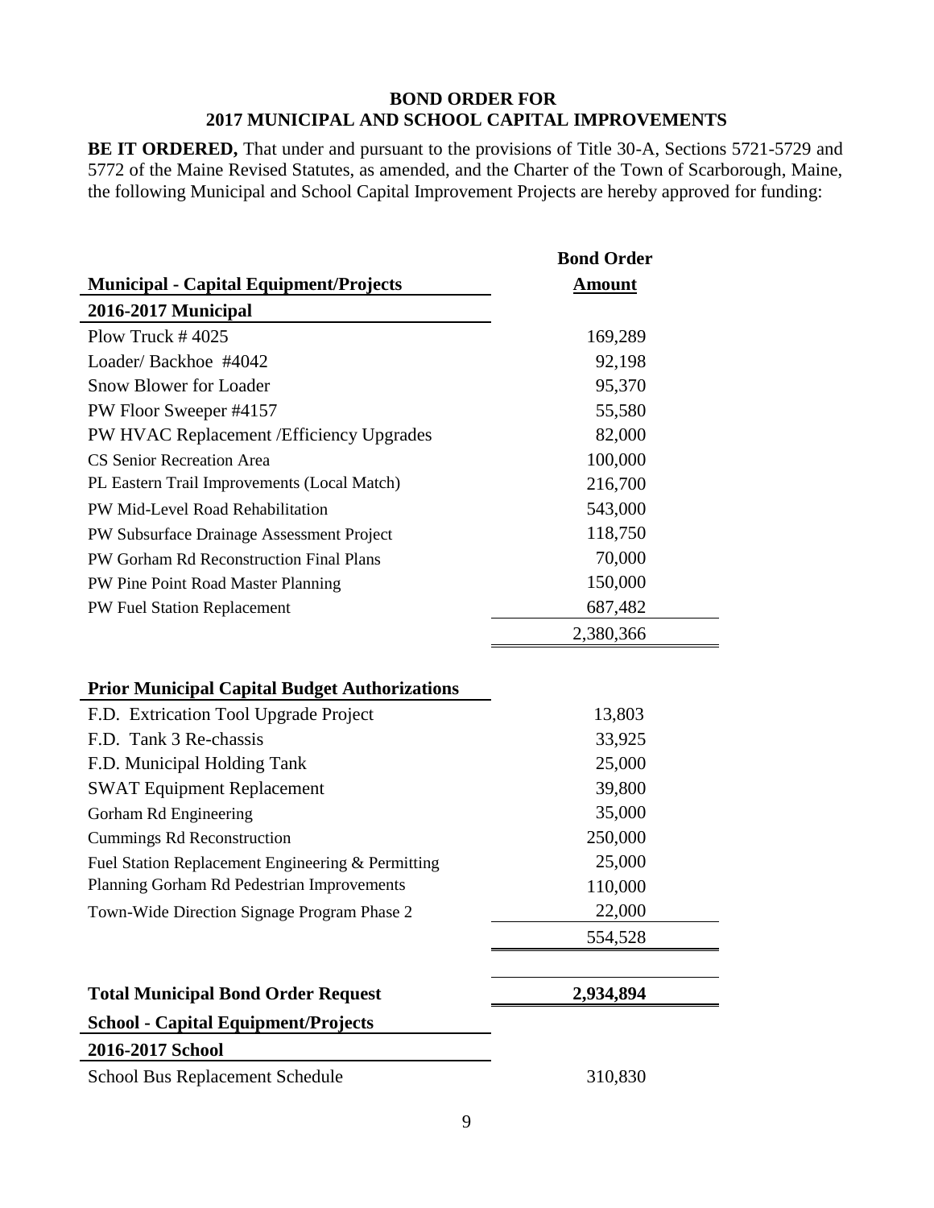## BOND ORDER FOR
## 2017 MUNICIPAL AND SCHOOL CAPITAL IMPROVEMENTS

**BE IT ORDERED,** That under and pursuant to the provisions of Title 30-A, Sections 5721-5729 and 5772 of the Maine Revised Statutes, as amended, and the Charter of the Town of Scarborough, Maine, the following Municipal and School Capital Improvement Projects are hereby approved for funding:

| **Municipal - Capital Equipment/Projects** | **Bond Order Amount** |
|---|---|
| **2016-2017 Municipal** | |
| Plow Truck # 4025 | 169,289 |
| Loader/ Backhoe #4042 | 92,198 |
| Snow Blower for Loader | 95,370 |
| PW Floor Sweeper #4157 | 55,580 |
| PW HVAC Replacement /Efficiency Upgrades | 82,000 |
| CS Senior Recreation Area | 100,000 |
| PL Eastern Trail Improvements (Local Match) | 216,700 |
| PW Mid-Level Road Rehabilitation | 543,000 |
| PW Subsurface Drainage Assessment Project | 118,750 |
| PW Gorham Rd Reconstruction Final Plans | 70,000 |
| PW Pine Point Road Master Planning | 150,000 |
| PW Fuel Station Replacement | 687,482 |
| | 2,380,366 |
| | |
| **Prior Municipal Capital Budget Authorizations** | |
| F.D. Extrication Tool Upgrade Project | 13,803 |
| F.D. Tank 3 Re-chassis | 33,925 |
| F.D. Municipal Holding Tank | 25,000 |
| SWAT Equipment Replacement | 39,800 |
| Gorham Rd Engineering | 35,000 |
| Cummings Rd Reconstruction | 250,000 |
| Fuel Station Replacement Engineering & Permitting | 25,000 |
| Planning Gorham Rd Pedestrian Improvements | 110,000 |
| Town-Wide Direction Signage Program Phase 2 | 22,000 |
| | 554,528 |
| | |
| **Total Municipal Bond Order Request** | **2,934,894** |
| **School - Capital Equipment/Projects** | |
| **2016-2017 School** | |
| School Bus Replacement Schedule | 310,830 |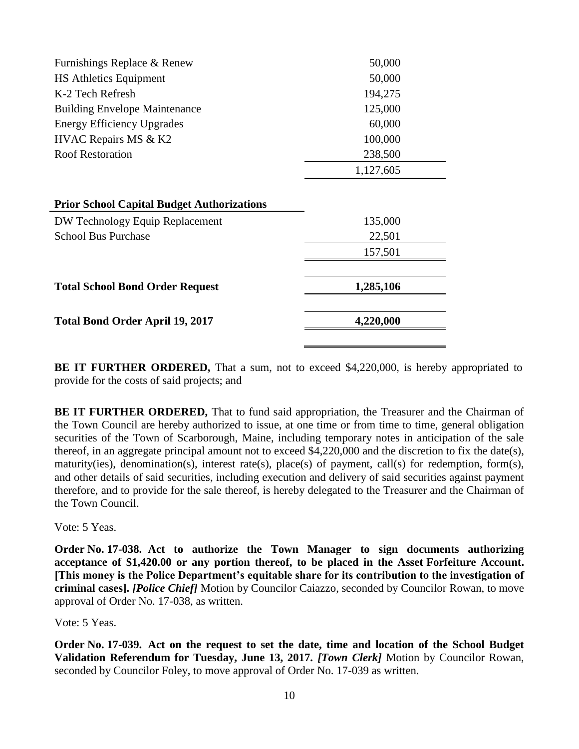| | |
|---|---|
| Furnishings Replace & Renew | 50,000 |
| HS Athletics Equipment | 50,000 |
| K-2 Tech Refresh | 194,275 |
| Building Envelope Maintenance | 125,000 |
| Energy Efficiency Upgrades | 60,000 |
| HVAC Repairs MS & K2 | 100,000 |
| Roof Restoration | 238,500 |
| | 1,127,605 |

| **Prior School Capital Budget Authorizations** | |
|---|---|
| DW Technology Equip Replacement | 135,000 |
| School Bus Purchase | 22,501 |
| | 157,501 |
| **Total School Bond Order Request** | **1,285,106** |
| **Total Bond Order April 19, 2017** | **4,220,000** |

**BE IT FURTHER ORDERED,** That a sum, not to exceed $4,220,000, is hereby appropriated to provide for the costs of said projects; and

**BE IT FURTHER ORDERED,** That to fund said appropriation, the Treasurer and the Chairman of the Town Council are hereby authorized to issue, at one time or from time to time, general obligation securities of the Town of Scarborough, Maine, including temporary notes in anticipation of the sale thereof, in an aggregate principal amount not to exceed $4,220,000 and the discretion to fix the date(s), maturity(ies), denomination(s), interest rate(s), place(s) of payment, call(s) for redemption, form(s), and other details of said securities, including execution and delivery of said securities against payment therefore, and to provide for the sale thereof, is hereby delegated to the Treasurer and the Chairman of the Town Council.

Vote: 5 Yeas.

**Order No. 17-038. Act to authorize the Town Manager to sign documents authorizing acceptance of $1,420.00 or any portion thereof, to be placed in the Asset Forfeiture Account. [This money is the Police Department's equitable share for its contribution to the investigation of criminal cases].** ***[Police Chief]*** Motion by Councilor Caiazzo, seconded by Councilor Rowan, to move approval of Order No. 17-038, as written.

Vote: 5 Yeas.

**Order No. 17-039. Act on the request to set the date, time and location of the School Budget Validation Referendum for Tuesday, June 13, 2017.** ***[Town Clerk]*** Motion by Councilor Rowan, seconded by Councilor Foley, to move approval of Order No. 17-039 as written.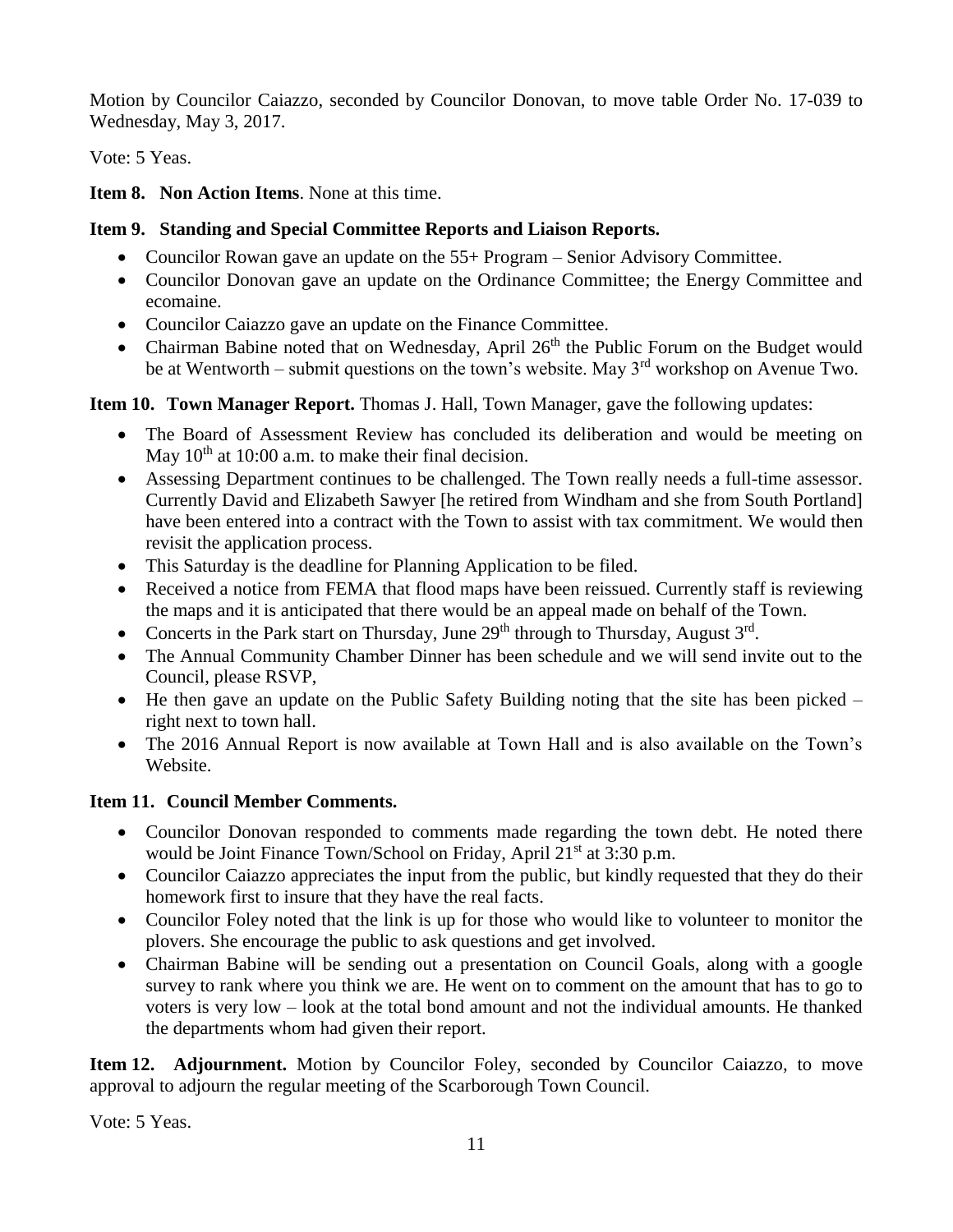Motion by Councilor Caiazzo, seconded by Councilor Donovan, to move table Order No. 17-039 to Wednesday, May 3, 2017.

Vote: 5 Yeas.

**Item 8. Non Action Items**. None at this time.

**Item 9. Standing and Special Committee Reports and Liaison Reports.**

- Councilor Rowan gave an update on the 55+ Program – Senior Advisory Committee.
- Councilor Donovan gave an update on the Ordinance Committee; the Energy Committee and ecomaine.
- Councilor Caiazzo gave an update on the Finance Committee.
- Chairman Babine noted that on Wednesday, April 26th the Public Forum on the Budget would be at Wentworth – submit questions on the town's website. May 3rd workshop on Avenue Two.

**Item 10. Town Manager Report.** Thomas J. Hall, Town Manager, gave the following updates:

- The Board of Assessment Review has concluded its deliberation and would be meeting on May 10th at 10:00 a.m. to make their final decision.
- Assessing Department continues to be challenged. The Town really needs a full-time assessor. Currently David and Elizabeth Sawyer [he retired from Windham and she from South Portland] have been entered into a contract with the Town to assist with tax commitment. We would then revisit the application process.
- This Saturday is the deadline for Planning Application to be filed.
- Received a notice from FEMA that flood maps have been reissued. Currently staff is reviewing the maps and it is anticipated that there would be an appeal made on behalf of the Town.
- Concerts in the Park start on Thursday, June 29th through to Thursday, August 3rd.
- The Annual Community Chamber Dinner has been schedule and we will send invite out to the Council, please RSVP,
- He then gave an update on the Public Safety Building noting that the site has been picked – right next to town hall.
- The 2016 Annual Report is now available at Town Hall and is also available on the Town's Website.

**Item 11. Council Member Comments.**

- Councilor Donovan responded to comments made regarding the town debt. He noted there would be Joint Finance Town/School on Friday, April 21st at 3:30 p.m.
- Councilor Caiazzo appreciates the input from the public, but kindly requested that they do their homework first to insure that they have the real facts.
- Councilor Foley noted that the link is up for those who would like to volunteer to monitor the plovers. She encourage the public to ask questions and get involved.
- Chairman Babine will be sending out a presentation on Council Goals, along with a google survey to rank where you think we are. He went on to comment on the amount that has to go to voters is very low – look at the total bond amount and not the individual amounts. He thanked the departments whom had given their report.

**Item 12. Adjournment.** Motion by Councilor Foley, seconded by Councilor Caiazzo, to move approval to adjourn the regular meeting of the Scarborough Town Council.

Vote: 5 Yeas.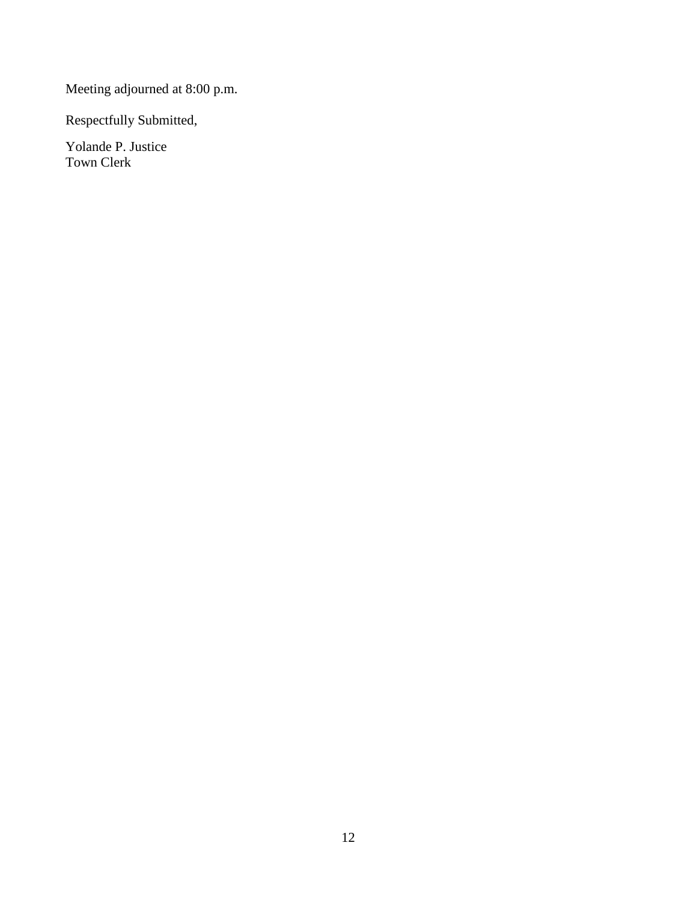Meeting adjourned at 8:00 p.m.

Respectfully Submitted,

Yolande P. Justice
Town Clerk